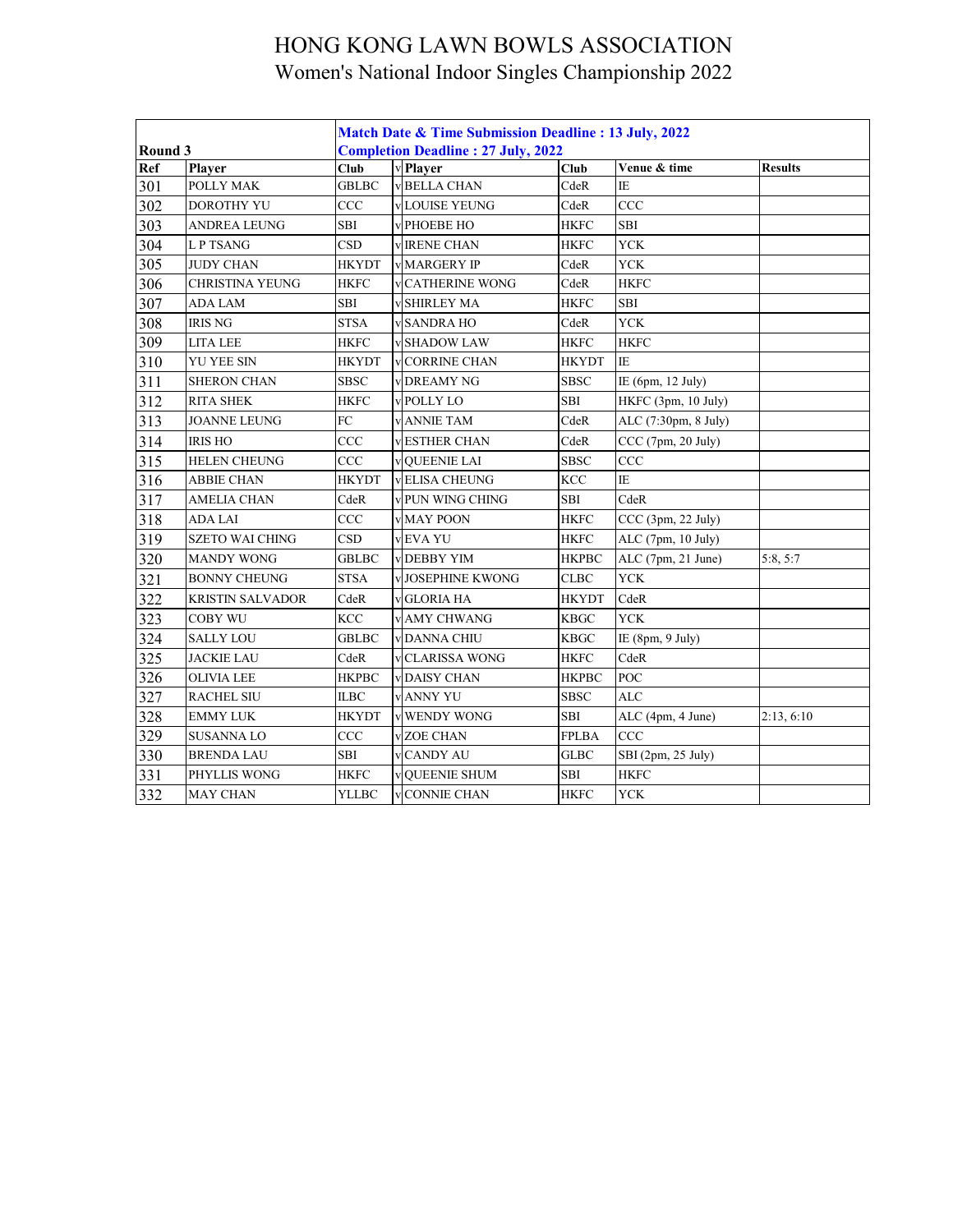# HONG KONG LAWN BOWLS ASSOCIATION

## Women's National Indoor Singles Championship 2022

| Round 3 | | Match Date & Time Submission Deadline : 13 July, 2022<br>Completion Deadline : 27 July, 2022 | | | | | |
|---|---|---|---|---|---|---|---|
| **Ref** | **Player** | **Club** | v | **Player** | **Club** | **Venue & time** | **Results** |
| 301 | POLLY MAK | GBLBC | v | BELLA CHAN | CdeR | IE | |
| 302 | DOROTHY YU | CCC | v | LOUISE YEUNG | CdeR | CCC | |
| 303 | ANDREA LEUNG | SBI | v | PHOEBE HO | HKFC | SBI | |
| 304 | L P TSANG | CSD | v | IRENE CHAN | HKFC | YCK | |
| 305 | JUDY CHAN | HKYDT | v | MARGERY IP | CdeR | YCK | |
| 306 | CHRISTINA YEUNG | HKFC | v | CATHERINE WONG | CdeR | HKFC | |
| 307 | ADA LAM | SBI | v | SHIRLEY MA | HKFC | SBI | |
| 308 | IRIS NG | STSA | v | SANDRA HO | CdeR | YCK | |
| 309 | LITA LEE | HKFC | v | SHADOW LAW | HKFC | HKFC | |
| 310 | YU YEE SIN | HKYDT | v | CORRINE CHAN | HKYDT | IE | |
| 311 | SHERON CHAN | SBSC | v | DREAMY NG | SBSC | IE (6pm, 12 July) | |
| 312 | RITA SHEK | HKFC | v | POLLY LO | SBI | HKFC (3pm, 10 July) | |
| 313 | JOANNE LEUNG | FC | v | ANNIE TAM | CdeR | ALC (7:30pm, 8 July) | |
| 314 | IRIS HO | CCC | v | ESTHER CHAN | CdeR | CCC (7pm, 20 July) | |
| 315 | HELEN CHEUNG | CCC | v | QUEENIE LAI | SBSC | CCC | |
| 316 | ABBIE CHAN | HKYDT | v | ELISA CHEUNG | KCC | IE | |
| 317 | AMELIA CHAN | CdeR | v | PUN WING CHING | SBI | CdeR | |
| 318 | ADA LAI | CCC | v | MAY POON | HKFC | CCC (3pm, 22 July) | |
| 319 | SZETO WAI CHING | CSD | v | EVA YU | HKFC | ALC (7pm, 10 July) | |
| 320 | MANDY WONG | GBLBC | v | DEBBY YIM | HKPBC | ALC (7pm, 21 June) | 5:8, 5:7 |
| 321 | BONNY CHEUNG | STSA | v | JOSEPHINE KWONG | CLBC | YCK | |
| 322 | KRISTIN SALVADOR | CdeR | v | GLORIA HA | HKYDT | CdeR | |
| 323 | COBY WU | KCC | v | AMY CHWANG | KBGC | YCK | |
| 324 | SALLY LOU | GBLBC | v | DANNA CHIU | KBGC | IE (8pm, 9 July) | |
| 325 | JACKIE LAU | CdeR | v | CLARISSA WONG | HKFC | CdeR | |
| 326 | OLIVIA LEE | HKPBC | v | DAISY CHAN | HKPBC | POC | |
| 327 | RACHEL SIU | ILBC | v | ANNY YU | SBSC | ALC | |
| 328 | EMMY LUK | HKYDT | v | WENDY WONG | SBI | ALC (4pm, 4 June) | 2:13, 6:10 |
| 329 | SUSANNA LO | CCC | v | ZOE CHAN | FPLBA | CCC | |
| 330 | BRENDA LAU | SBI | v | CANDY AU | GLBC | SBI (2pm, 25 July) | |
| 331 | PHYLLIS WONG | HKFC | v | QUEENIE SHUM | SBI | HKFC | |
| 332 | MAY CHAN | YLLBC | v | CONNIE CHAN | HKFC | YCK | |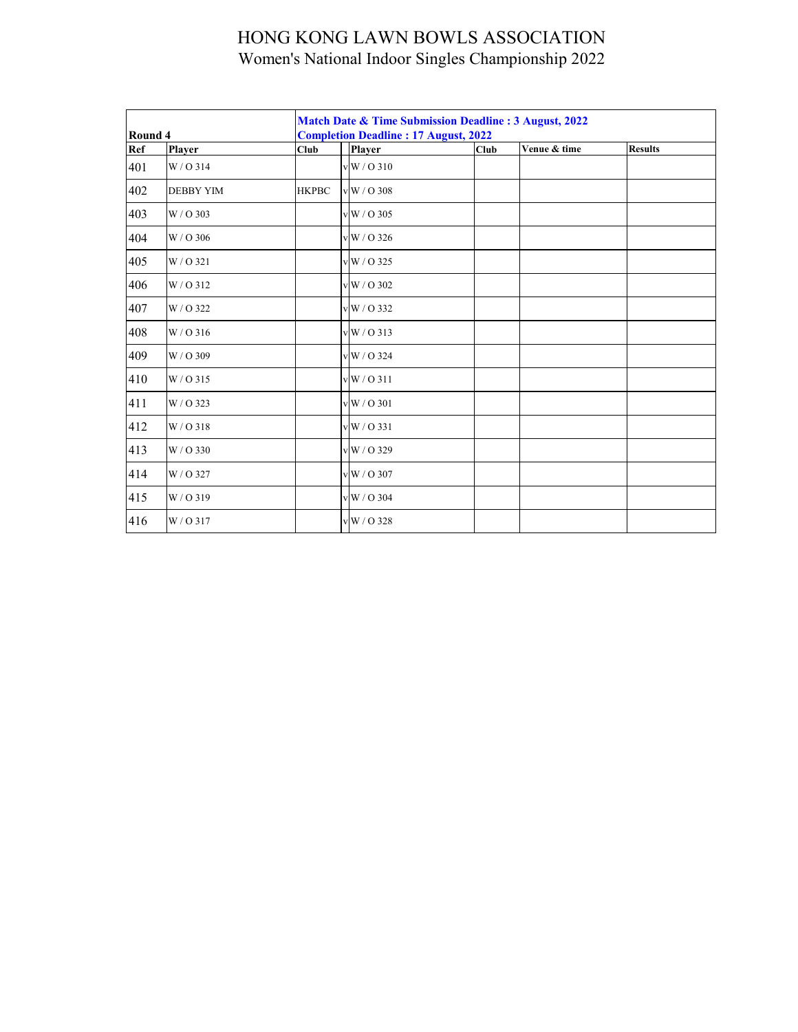# HONG KONG LAWN BOWLS ASSOCIATION
## Women's National Indoor Singles Championship 2022

| Round 4 | | Match Date & Time Submission Deadline : 3 August, 2022<br>Completion Deadline : 17 August, 2022 | | | | | |
|---|---|---|---|---|---|---|---|
| **Ref** | **Player** | **Club** | | **Player** | **Club** | **Venue & time** | **Results** |
| 401 | W / O 314 | | v | W / O 310 | | | |
| 402 | DEBBY YIM | HKPBC | v | W / O 308 | | | |
| 403 | W / O 303 | | v | W / O 305 | | | |
| 404 | W / O 306 | | v | W / O 326 | | | |
| 405 | W / O 321 | | v | W / O 325 | | | |
| 406 | W / O 312 | | v | W / O 302 | | | |
| 407 | W / O 322 | | v | W / O 332 | | | |
| 408 | W / O 316 | | v | W / O 313 | | | |
| 409 | W / O 309 | | v | W / O 324 | | | |
| 410 | W / O 315 | | v | W / O 311 | | | |
| 411 | W / O 323 | | v | W / O 301 | | | |
| 412 | W / O 318 | | v | W / O 331 | | | |
| 413 | W / O 330 | | v | W / O 329 | | | |
| 414 | W / O 327 | | v | W / O 307 | | | |
| 415 | W / O 319 | | v | W / O 304 | | | |
| 416 | W / O 317 | | v | W / O 328 | | | |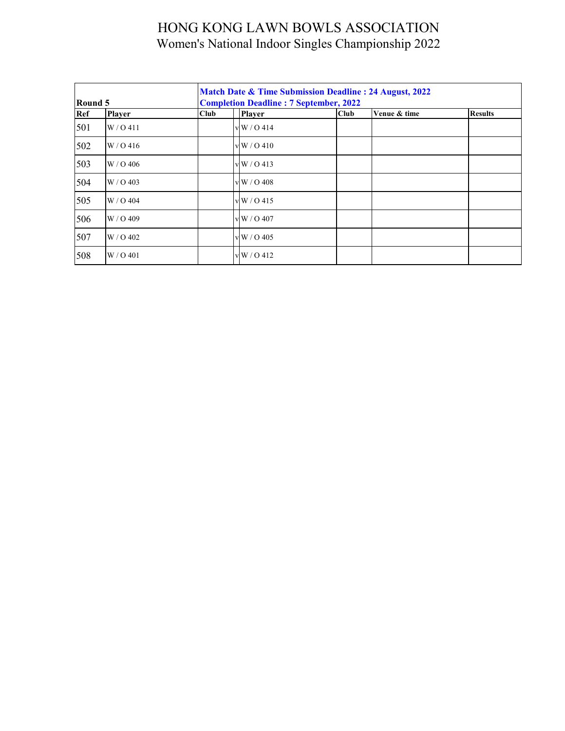# HONG KONG LAWN BOWLS ASSOCIATION

## Women's National Indoor Singles Championship 2022

| Round 5 | | | | | | | |
|---|---|---|---|---|---|---|---|
| | | **Match Date & Time Submission Deadline : 24 August, 2022**<br>**Completion Deadline : 7 September, 2022** | | | | | |
| **Ref** | **Player** | **Club** | | **Player** | **Club** | **Venue & time** | **Results** |
| 501 | W / O 411 | | v | W / O 414 | | | |
| 502 | W / O 416 | | v | W / O 410 | | | |
| 503 | W / O 406 | | v | W / O 413 | | | |
| 504 | W / O 403 | | v | W / O 408 | | | |
| 505 | W / O 404 | | v | W / O 415 | | | |
| 506 | W / O 409 | | v | W / O 407 | | | |
| 507 | W / O 402 | | v | W / O 405 | | | |
| 508 | W / O 401 | | v | W / O 412 | | | |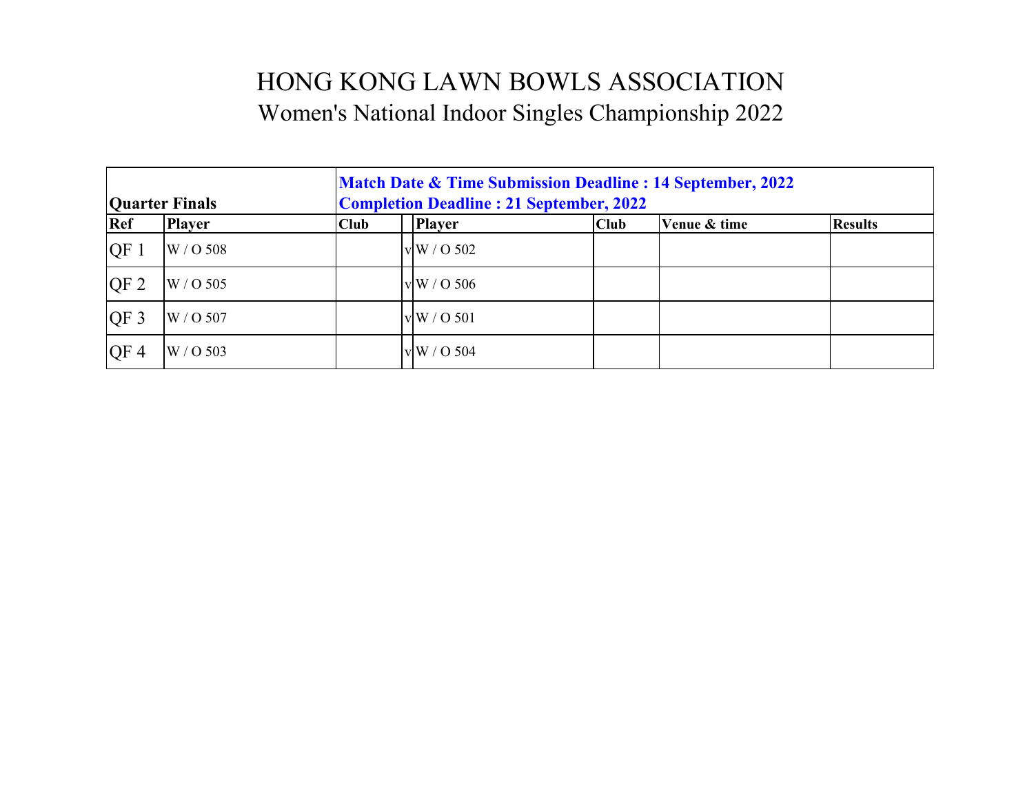# HONG KONG LAWN BOWLS ASSOCIATION

## Women's National Indoor Singles Championship 2022

| Quarter Finals | | **Match Date & Time Submission Deadline : 14 September, 2022**<br>**Completion Deadline : 21 September, 2022** | | | | | |
|---|---|---|---|---|---|---|---|
| **Ref** | **Player** | **Club** | | **Player** | **Club** | **Venue & time** | **Results** |
| QF 1 | W / O 508 | | v | W / O 502 | | | |
| QF 2 | W / O 505 | | v | W / O 506 | | | |
| QF 3 | W / O 507 | | v | W / O 501 | | | |
| QF 4 | W / O 503 | | v | W / O 504 | | | |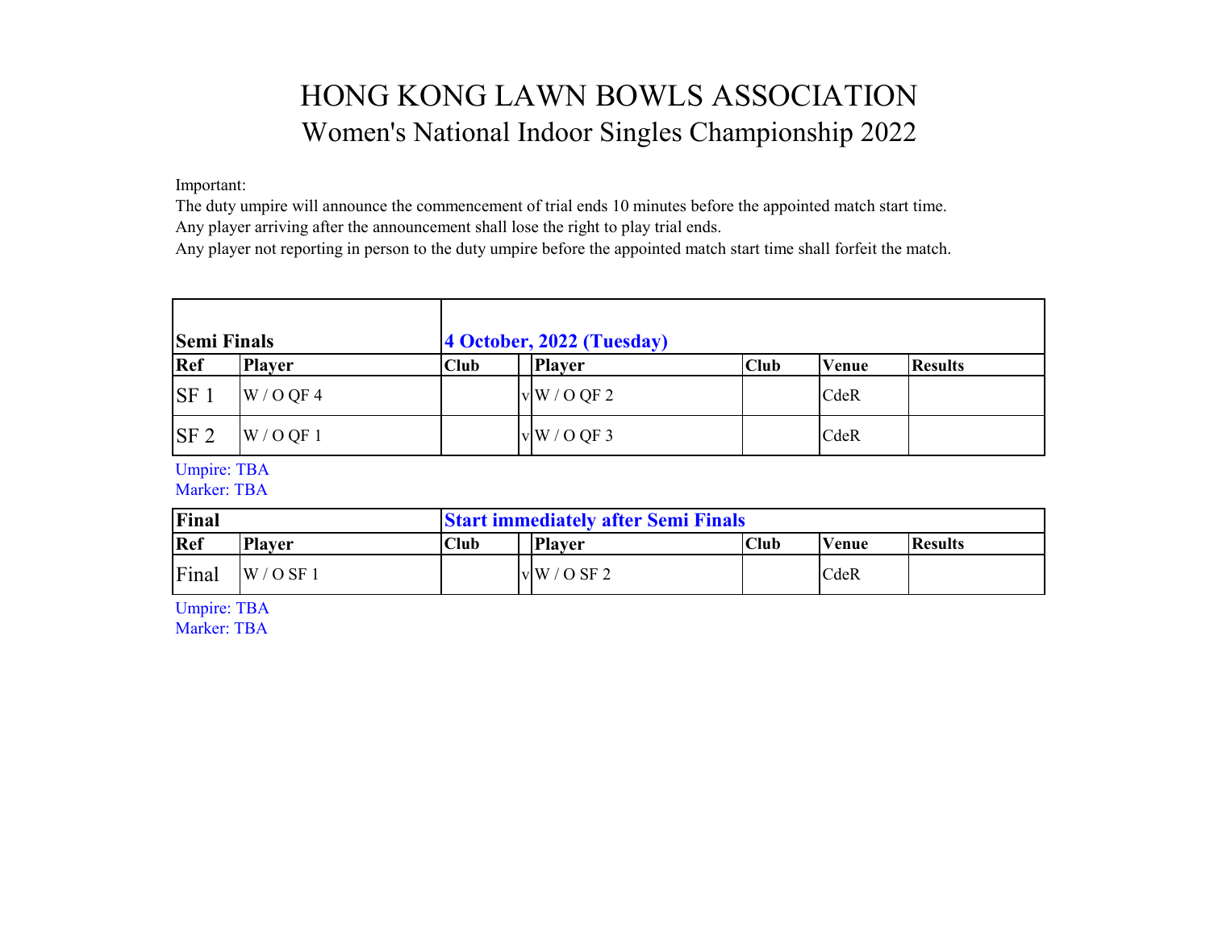# HONG KONG LAWN BOWLS ASSOCIATION

## Women's National Indoor Singles Championship 2022

Important:
The duty umpire will announce the commencement of trial ends 10 minutes before the appointed match start time.
Any player arriving after the announcement shall lose the right to play trial ends.
Any player not reporting in person to the duty umpire before the appointed match start time shall forfeit the match.

| **Semi Finals** | | **4 October, 2022 (Tuesday)** | | | | | |
|---|---|---|---|---|---|---|---|
| **Ref** | **Player** | **Club** | | **Player** | **Club** | **Venue** | **Results** |
| SF 1 | W / O QF 4 | | v | W / O QF 2 | | CdeR | |
| SF 2 | W / O QF 1 | | v | W / O QF 3 | | CdeR | |

Umpire: TBA
Marker: TBA

| **Final** | | **Start immediately after Semi Finals** | | | | | |
|---|---|---|---|---|---|---|---|
| **Ref** | **Player** | **Club** | | **Player** | **Club** | **Venue** | **Results** |
| Final | W / O SF 1 | | v | W / O SF 2 | | CdeR | |

Umpire: TBA
Marker: TBA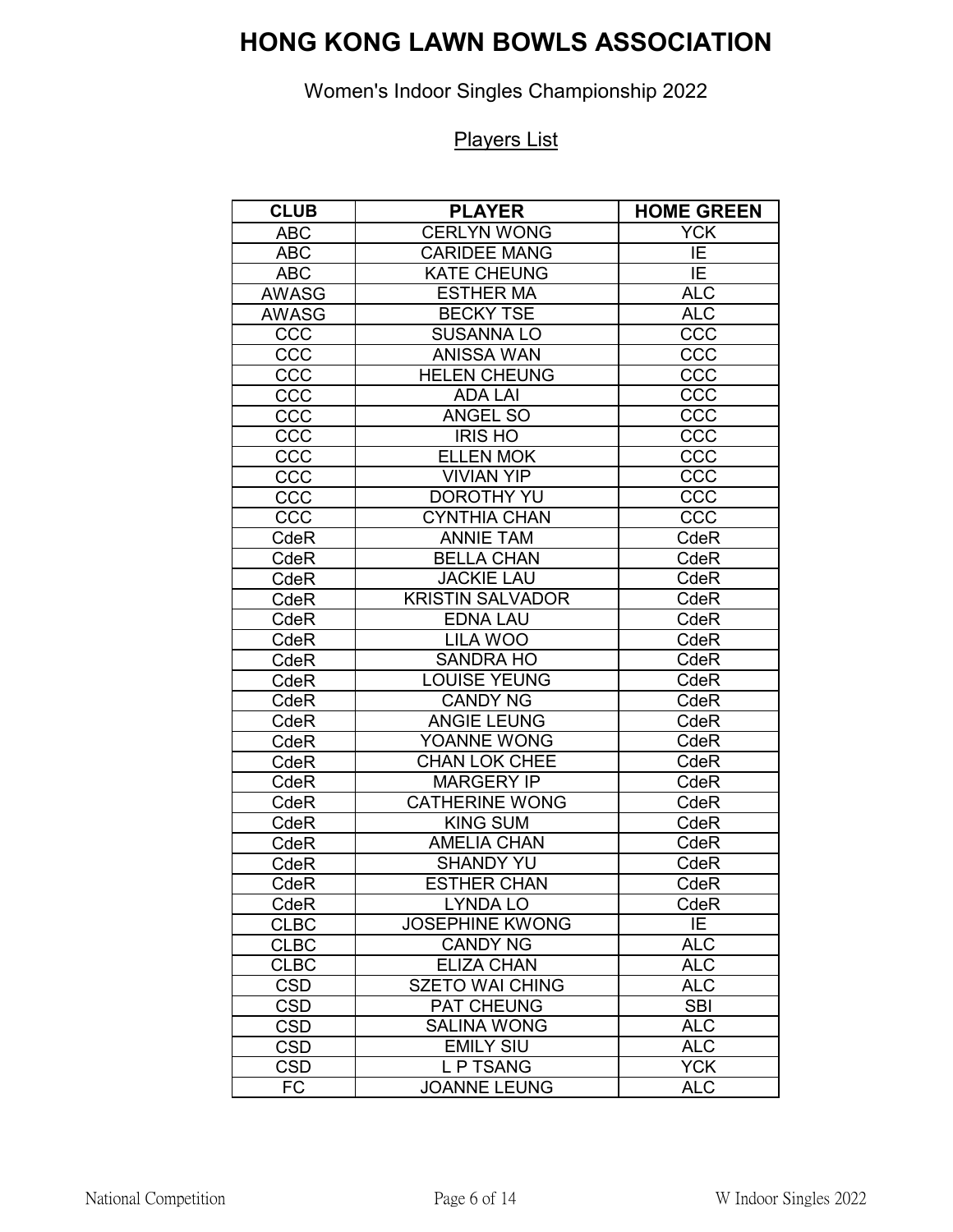# HONG KONG LAWN BOWLS ASSOCIATION

Women's Indoor Singles Championship 2022

Players List

| CLUB | PLAYER | HOME GREEN |
|---|---|---|
| ABC | CERLYN WONG | YCK |
| ABC | CARIDEE MANG | IE |
| ABC | KATE CHEUNG | IE |
| AWASG | ESTHER MA | ALC |
| AWASG | BECKY TSE | ALC |
| CCC | SUSANNA LO | CCC |
| CCC | ANISSA WAN | CCC |
| CCC | HELEN CHEUNG | CCC |
| CCC | ADA LAI | CCC |
| CCC | ANGEL SO | CCC |
| CCC | IRIS HO | CCC |
| CCC | ELLEN MOK | CCC |
| CCC | VIVIAN YIP | CCC |
| CCC | DOROTHY YU | CCC |
| CCC | CYNTHIA CHAN | CCC |
| CdeR | ANNIE TAM | CdeR |
| CdeR | BELLA CHAN | CdeR |
| CdeR | JACKIE LAU | CdeR |
| CdeR | KRISTIN SALVADOR | CdeR |
| CdeR | EDNA LAU | CdeR |
| CdeR | LILA WOO | CdeR |
| CdeR | SANDRA HO | CdeR |
| CdeR | LOUISE YEUNG | CdeR |
| CdeR | CANDY NG | CdeR |
| CdeR | ANGIE LEUNG | CdeR |
| CdeR | YOANNE WONG | CdeR |
| CdeR | CHAN LOK CHEE | CdeR |
| CdeR | MARGERY IP | CdeR |
| CdeR | CATHERINE WONG | CdeR |
| CdeR | KING SUM | CdeR |
| CdeR | AMELIA CHAN | CdeR |
| CdeR | SHANDY YU | CdeR |
| CdeR | ESTHER CHAN | CdeR |
| CdeR | LYNDA LO | CdeR |
| CLBC | JOSEPHINE KWONG | IE |
| CLBC | CANDY NG | ALC |
| CLBC | ELIZA CHAN | ALC |
| CSD | SZETO WAI CHING | ALC |
| CSD | PAT CHEUNG | SBI |
| CSD | SALINA WONG | ALC |
| CSD | EMILY SIU | ALC |
| CSD | L P TSANG | YCK |
| FC | JOANNE LEUNG | ALC |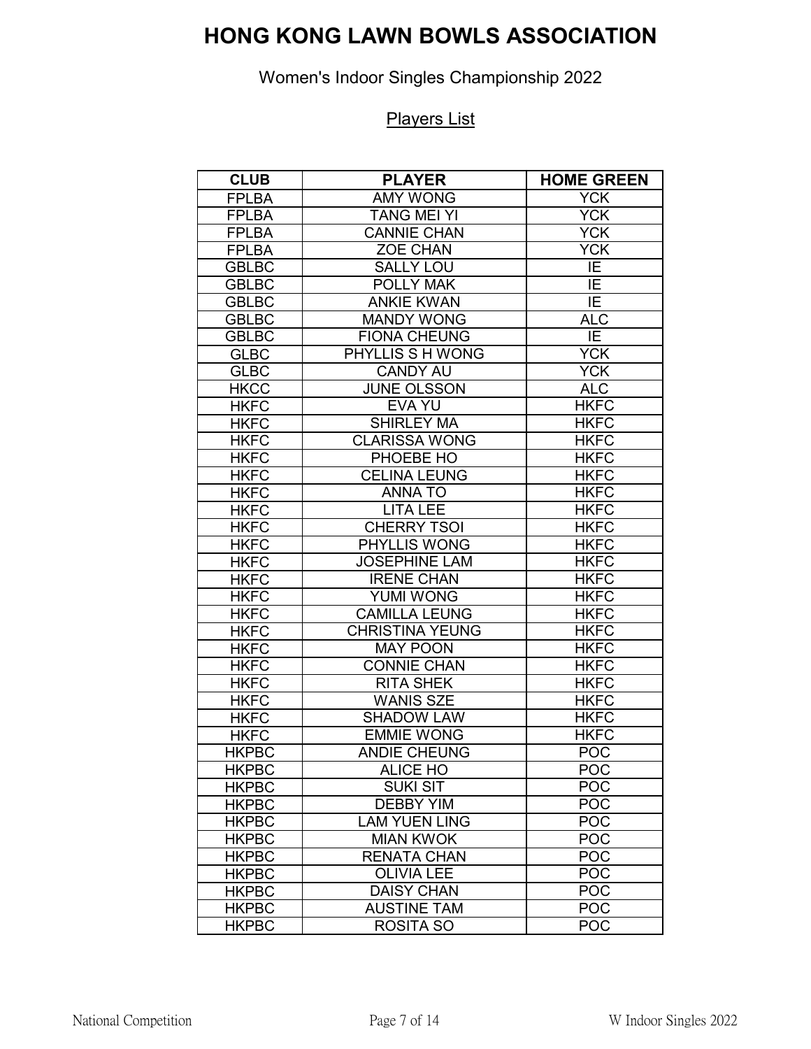# HONG KONG LAWN BOWLS ASSOCIATION

Women's Indoor Singles Championship 2022

Players List

| CLUB | PLAYER | HOME GREEN |
|---|---|---|
| FPLBA | AMY WONG | YCK |
| FPLBA | TANG MEI YI | YCK |
| FPLBA | CANNIE CHAN | YCK |
| FPLBA | ZOE CHAN | YCK |
| GBLBC | SALLY LOU | IE |
| GBLBC | POLLY MAK | IE |
| GBLBC | ANKIE KWAN | IE |
| GBLBC | MANDY WONG | ALC |
| GBLBC | FIONA CHEUNG | IE |
| GLBC | PHYLLIS S H WONG | YCK |
| GLBC | CANDY AU | YCK |
| HKCC | JUNE OLSSON | ALC |
| HKFC | EVA YU | HKFC |
| HKFC | SHIRLEY MA | HKFC |
| HKFC | CLARISSA WONG | HKFC |
| HKFC | PHOEBE HO | HKFC |
| HKFC | CELINA LEUNG | HKFC |
| HKFC | ANNA TO | HKFC |
| HKFC | LITA LEE | HKFC |
| HKFC | CHERRY TSOI | HKFC |
| HKFC | PHYLLIS WONG | HKFC |
| HKFC | JOSEPHINE LAM | HKFC |
| HKFC | IRENE CHAN | HKFC |
| HKFC | YUMI WONG | HKFC |
| HKFC | CAMILLA LEUNG | HKFC |
| HKFC | CHRISTINA YEUNG | HKFC |
| HKFC | MAY POON | HKFC |
| HKFC | CONNIE CHAN | HKFC |
| HKFC | RITA SHEK | HKFC |
| HKFC | WANIS SZE | HKFC |
| HKFC | SHADOW LAW | HKFC |
| HKFC | EMMIE WONG | HKFC |
| HKPBC | ANDIE CHEUNG | POC |
| HKPBC | ALICE HO | POC |
| HKPBC | SUKI SIT | POC |
| HKPBC | DEBBY YIM | POC |
| HKPBC | LAM YUEN LING | POC |
| HKPBC | MIAN KWOK | POC |
| HKPBC | RENATA CHAN | POC |
| HKPBC | OLIVIA LEE | POC |
| HKPBC | DAISY CHAN | POC |
| HKPBC | AUSTINE TAM | POC |
| HKPBC | ROSITA SO | POC |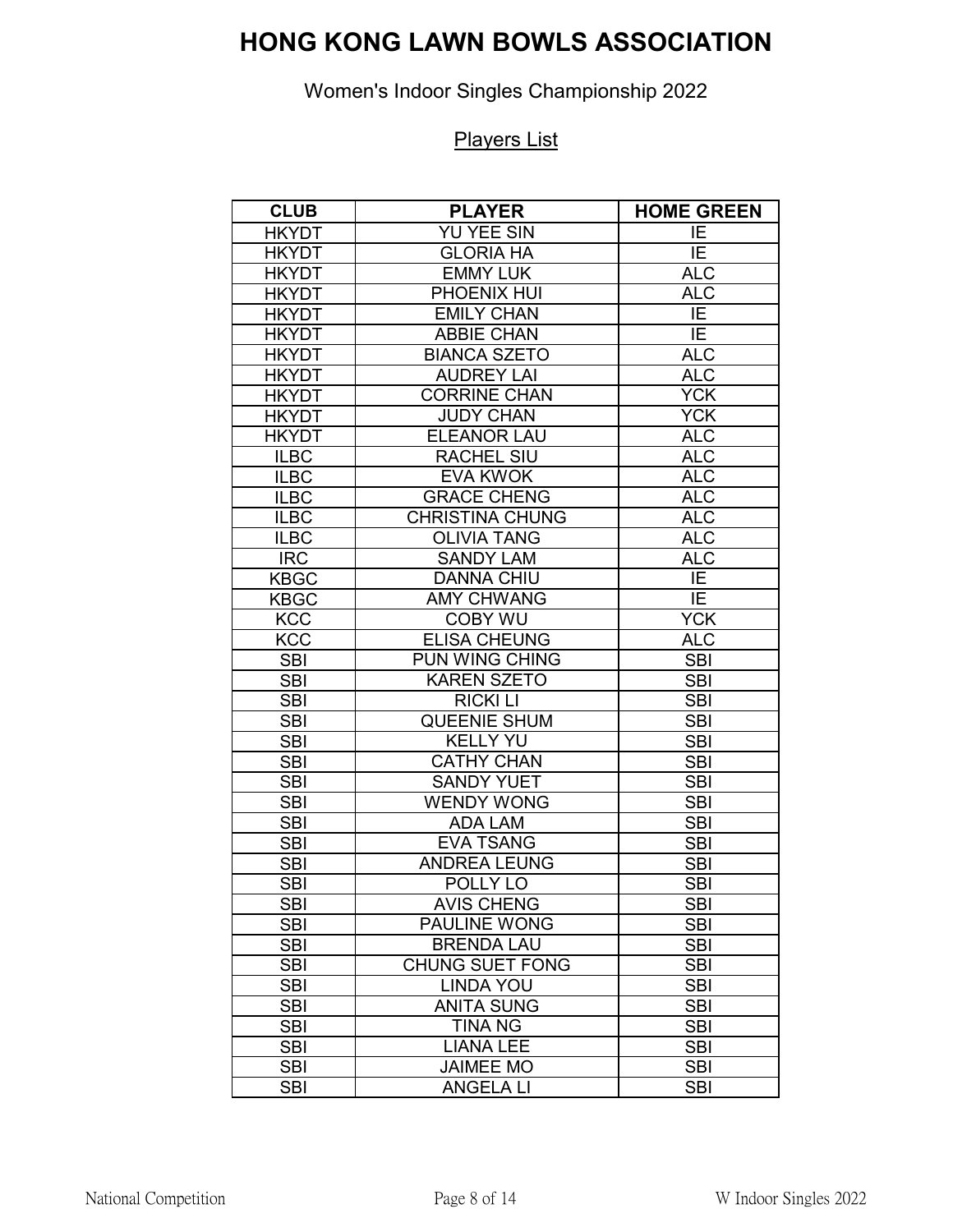# HONG KONG LAWN BOWLS ASSOCIATION

Women's Indoor Singles Championship 2022

Players List

| CLUB | PLAYER | HOME GREEN |
|---|---|---|
| HKYDT | YU YEE SIN | IE |
| HKYDT | GLORIA HA | IE |
| HKYDT | EMMY LUK | ALC |
| HKYDT | PHOENIX HUI | ALC |
| HKYDT | EMILY CHAN | IE |
| HKYDT | ABBIE CHAN | IE |
| HKYDT | BIANCA SZETO | ALC |
| HKYDT | AUDREY LAI | ALC |
| HKYDT | CORRINE CHAN | YCK |
| HKYDT | JUDY CHAN | YCK |
| HKYDT | ELEANOR LAU | ALC |
| ILBC | RACHEL SIU | ALC |
| ILBC | EVA KWOK | ALC |
| ILBC | GRACE CHENG | ALC |
| ILBC | CHRISTINA CHUNG | ALC |
| ILBC | OLIVIA TANG | ALC |
| IRC | SANDY LAM | ALC |
| KBGC | DANNA CHIU | IE |
| KBGC | AMY CHWANG | IE |
| KCC | COBY WU | YCK |
| KCC | ELISA CHEUNG | ALC |
| SBI | PUN WING CHING | SBI |
| SBI | KAREN SZETO | SBI |
| SBI | RICKI LI | SBI |
| SBI | QUEENIE SHUM | SBI |
| SBI | KELLY YU | SBI |
| SBI | CATHY CHAN | SBI |
| SBI | SANDY YUET | SBI |
| SBI | WENDY WONG | SBI |
| SBI | ADA LAM | SBI |
| SBI | EVA TSANG | SBI |
| SBI | ANDREA LEUNG | SBI |
| SBI | POLLY LO | SBI |
| SBI | AVIS CHENG | SBI |
| SBI | PAULINE WONG | SBI |
| SBI | BRENDA LAU | SBI |
| SBI | CHUNG SUET FONG | SBI |
| SBI | LINDA YOU | SBI |
| SBI | ANITA SUNG | SBI |
| SBI | TINA NG | SBI |
| SBI | LIANA LEE | SBI |
| SBI | JAIMEE MO | SBI |
| SBI | ANGELA LI | SBI |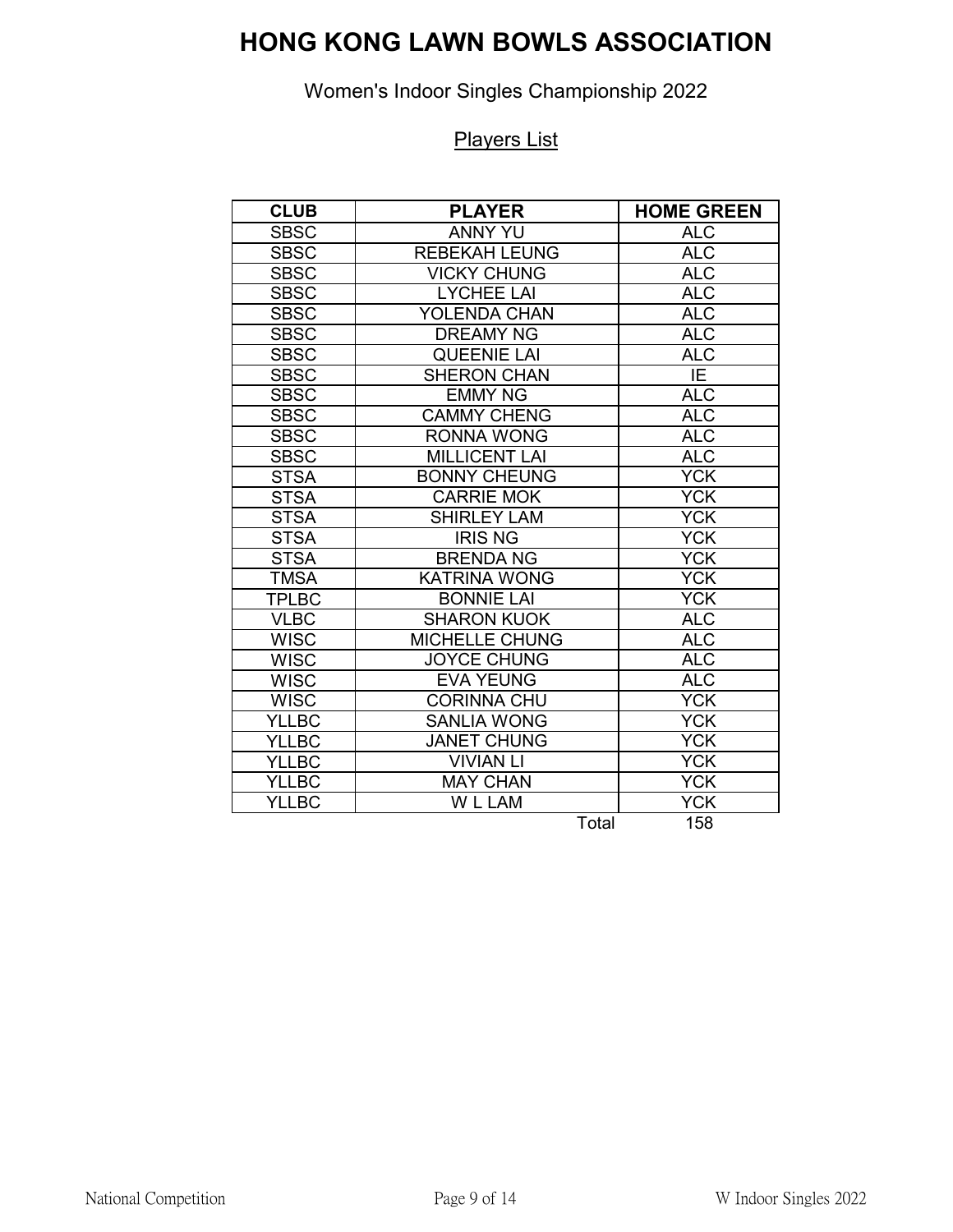# HONG KONG LAWN BOWLS ASSOCIATION

Women's Indoor Singles Championship 2022

Players List

| CLUB | PLAYER | HOME GREEN |
|---|---|---|
| SBSC | ANNY YU | ALC |
| SBSC | REBEKAH LEUNG | ALC |
| SBSC | VICKY CHUNG | ALC |
| SBSC | LYCHEE LAI | ALC |
| SBSC | YOLENDA CHAN | ALC |
| SBSC | DREAMY NG | ALC |
| SBSC | QUEENIE LAI | ALC |
| SBSC | SHERON CHAN | IE |
| SBSC | EMMY NG | ALC |
| SBSC | CAMMY CHENG | ALC |
| SBSC | RONNA WONG | ALC |
| SBSC | MILLICENT LAI | ALC |
| STSA | BONNY CHEUNG | YCK |
| STSA | CARRIE MOK | YCK |
| STSA | SHIRLEY LAM | YCK |
| STSA | IRIS NG | YCK |
| STSA | BRENDA NG | YCK |
| TMSA | KATRINA WONG | YCK |
| TPLBC | BONNIE LAI | YCK |
| VLBC | SHARON KUOK | ALC |
| WISC | MICHELLE CHUNG | ALC |
| WISC | JOYCE CHUNG | ALC |
| WISC | EVA YEUNG | ALC |
| WISC | CORINNA CHU | YCK |
| YLLBC | SANLIA WONG | YCK |
| YLLBC | JANET CHUNG | YCK |
| YLLBC | VIVIAN LI | YCK |
| YLLBC | MAY CHAN | YCK |
| YLLBC | W L LAM | YCK |
| | Total | 158 |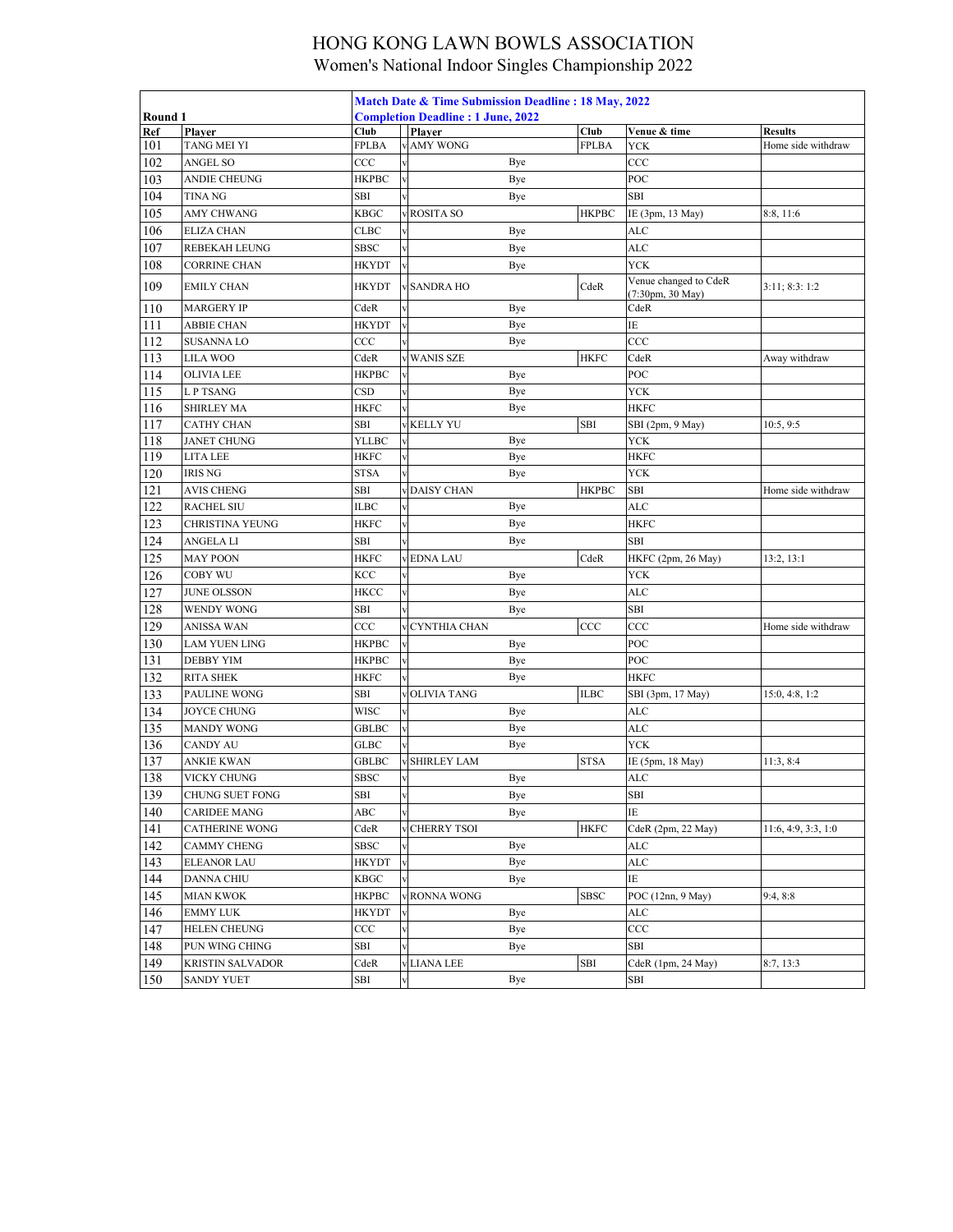# HONG KONG LAWN BOWLS ASSOCIATION

## Women's National Indoor Singles Championship 2022

| Round 1 | | Match Date & Time Submission Deadline : 18 May, 2022<br>Completion Deadline : 1 June, 2022 | | | | | |
|---|---|---|---|---|---|---|---|
| Ref | Player | Club | | Player | Club | Venue & time | Results |
| 101 | TANG MEI YI | FPLBA | v | AMY WONG | FPLBA | YCK | Home side withdraw |
| 102 | ANGEL SO | CCC | v | Bye | | CCC | |
| 103 | ANDIE CHEUNG | HKPBC | v | Bye | | POC | |
| 104 | TINA NG | SBI | v | Bye | | SBI | |
| 105 | AMY CHWANG | KBGC | v | ROSITA SO | HKPBC | IE (3pm, 13 May) | 8:8, 11:6 |
| 106 | ELIZA CHAN | CLBC | v | Bye | | ALC | |
| 107 | REBEKAH LEUNG | SBSC | v | Bye | | ALC | |
| 108 | CORRINE CHAN | HKYDT | v | Bye | | YCK | |
| 109 | EMILY CHAN | HKYDT | v | SANDRA HO | CdeR | Venue changed to CdeR (7:30pm, 30 May) | 3:11; 8:3: 1:2 |
| 110 | MARGERY IP | CdeR | v | Bye | | CdeR | |
| 111 | ABBIE CHAN | HKYDT | v | Bye | | IE | |
| 112 | SUSANNA LO | CCC | v | Bye | | CCC | |
| 113 | LILA WOO | CdeR | v | WANIS SZE | HKFC | CdeR | Away withdraw |
| 114 | OLIVIA LEE | HKPBC | v | Bye | | POC | |
| 115 | L P TSANG | CSD | v | Bye | | YCK | |
| 116 | SHIRLEY MA | HKFC | v | Bye | | HKFC | |
| 117 | CATHY CHAN | SBI | v | KELLY YU | SBI | SBI (2pm, 9 May) | 10:5, 9:5 |
| 118 | JANET CHUNG | YLLBC | v | Bye | | YCK | |
| 119 | LITA LEE | HKFC | v | Bye | | HKFC | |
| 120 | IRIS NG | STSA | v | Bye | | YCK | |
| 121 | AVIS CHENG | SBI | v | DAISY CHAN | HKPBC | SBI | Home side withdraw |
| 122 | RACHEL SIU | ILBC | v | Bye | | ALC | |
| 123 | CHRISTINA YEUNG | HKFC | v | Bye | | HKFC | |
| 124 | ANGELA LI | SBI | v | Bye | | SBI | |
| 125 | MAY POON | HKFC | v | EDNA LAU | CdeR | HKFC (2pm, 26 May) | 13:2, 13:1 |
| 126 | COBY WU | KCC | v | Bye | | YCK | |
| 127 | JUNE OLSSON | HKCC | v | Bye | | ALC | |
| 128 | WENDY WONG | SBI | v | Bye | | SBI | |
| 129 | ANISSA WAN | CCC | v | CYNTHIA CHAN | CCC | CCC | Home side withdraw |
| 130 | LAM YUEN LING | HKPBC | v | Bye | | POC | |
| 131 | DEBBY YIM | HKPBC | v | Bye | | POC | |
| 132 | RITA SHEK | HKFC | v | Bye | | HKFC | |
| 133 | PAULINE WONG | SBI | v | OLIVIA TANG | ILBC | SBI (3pm, 17 May) | 15:0, 4:8, 1:2 |
| 134 | JOYCE CHUNG | WISC | v | Bye | | ALC | |
| 135 | MANDY WONG | GBLBC | v | Bye | | ALC | |
| 136 | CANDY AU | GLBC | v | Bye | | YCK | |
| 137 | ANKIE KWAN | GBLBC | v | SHIRLEY LAM | STSA | IE (5pm, 18 May) | 11:3, 8:4 |
| 138 | VICKY CHUNG | SBSC | v | Bye | | ALC | |
| 139 | CHUNG SUET FONG | SBI | v | Bye | | SBI | |
| 140 | CARIDEE MANG | ABC | v | Bye | | IE | |
| 141 | CATHERINE WONG | CdeR | v | CHERRY TSOI | HKFC | CdeR (2pm, 22 May) | 11:6, 4:9, 3:3, 1:0 |
| 142 | CAMMY CHENG | SBSC | v | Bye | | ALC | |
| 143 | ELEANOR LAU | HKYDT | v | Bye | | ALC | |
| 144 | DANNA CHIU | KBGC | v | Bye | | IE | |
| 145 | MIAN KWOK | HKPBC | v | RONNA WONG | SBSC | POC (12nn, 9 May) | 9:4, 8:8 |
| 146 | EMMY LUK | HKYDT | v | Bye | | ALC | |
| 147 | HELEN CHEUNG | CCC | v | Bye | | CCC | |
| 148 | PUN WING CHING | SBI | v | Bye | | SBI | |
| 149 | KRISTIN SALVADOR | CdeR | v | LIANA LEE | SBI | CdeR (1pm, 24 May) | 8:7, 13:3 |
| 150 | SANDY YUET | SBI | v | Bye | | SBI | |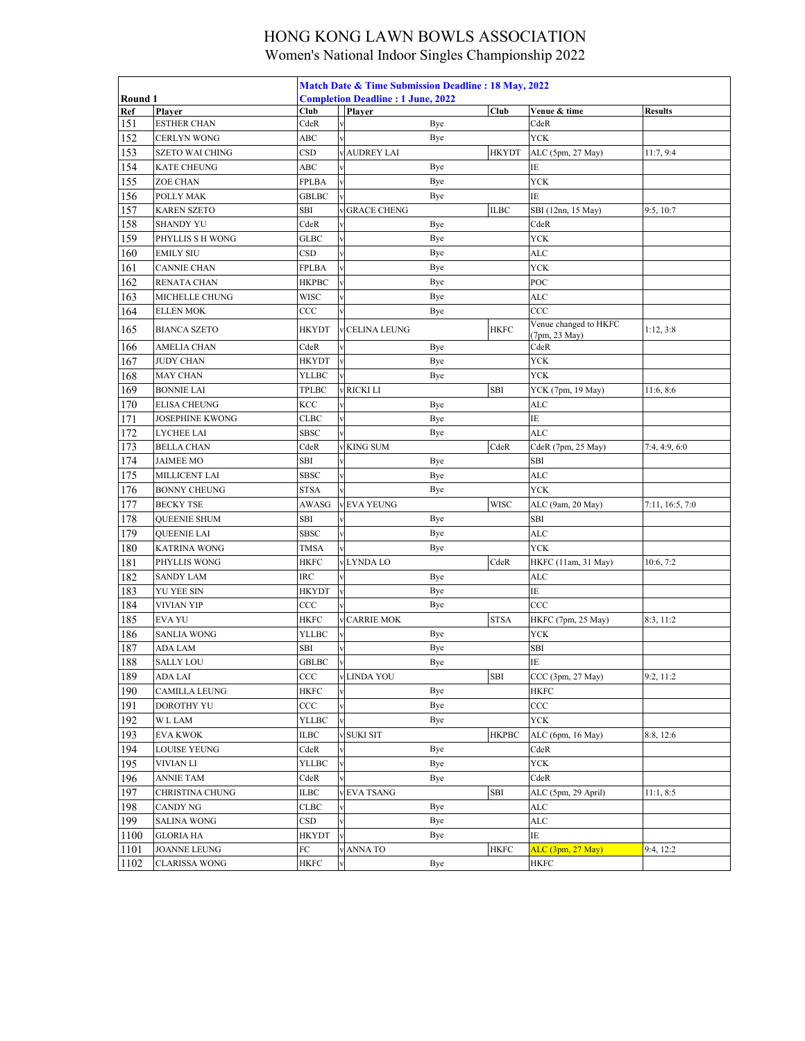# HONG KONG LAWN BOWLS ASSOCIATION

## Women's National Indoor Singles Championship 2022

| Round 1 | | Match Date & Time Submission Deadline : 18 May, 2022<br>Completion Deadline : 1 June, 2022 | | | | | |
|---|---|---|---|---|---|---|---|
| **Ref** | **Player** | **Club** | | **Player** | **Club** | **Venue & time** | **Results** |
| 151 | ESTHER CHAN | CdeR | v | Bye | | CdeR | |
| 152 | CERLYN WONG | ABC | v | Bye | | YCK | |
| 153 | SZETO WAI CHING | CSD | v | AUDREY LAI | HKYDT | ALC (5pm, 27 May) | 11:7, 9:4 |
| 154 | KATE CHEUNG | ABC | v | Bye | | IE | |
| 155 | ZOE CHAN | FPLBA | v | Bye | | YCK | |
| 156 | POLLY MAK | GBLBC | v | Bye | | IE | |
| 157 | KAREN SZETO | SBI | v | GRACE CHENG | ILBC | SBI (12nn, 15 May) | 9:5, 10:7 |
| 158 | SHANDY YU | CdeR | v | Bye | | CdeR | |
| 159 | PHYLLIS S H WONG | GLBC | v | Bye | | YCK | |
| 160 | EMILY SIU | CSD | v | Bye | | ALC | |
| 161 | CANNIE CHAN | FPLBA | v | Bye | | YCK | |
| 162 | RENATA CHAN | HKPBC | v | Bye | | POC | |
| 163 | MICHELLE CHUNG | WISC | v | Bye | | ALC | |
| 164 | ELLEN MOK | CCC | v | Bye | | CCC | |
| 165 | BIANCA SZETO | HKYDT | v | CELINA LEUNG | HKFC | Venue changed to HKFC (7pm, 23 May) | 1:12, 3:8 |
| 166 | AMELIA CHAN | CdeR | v | Bye | | CdeR | |
| 167 | JUDY CHAN | HKYDT | v | Bye | | YCK | |
| 168 | MAY CHAN | YLLBC | v | Bye | | YCK | |
| 169 | BONNIE LAI | TPLBC | v | RICKI LI | SBI | YCK (7pm, 19 May) | 11:6, 8:6 |
| 170 | ELISA CHEUNG | KCC | v | Bye | | ALC | |
| 171 | JOSEPHINE KWONG | CLBC | v | Bye | | IE | |
| 172 | LYCHEE LAI | SBSC | v | Bye | | ALC | |
| 173 | BELLA CHAN | CdeR | v | KING SUM | CdeR | CdeR (7pm, 25 May) | 7:4, 4:9, 6:0 |
| 174 | JAIMEE MO | SBI | v | Bye | | SBI | |
| 175 | MILLICENT LAI | SBSC | v | Bye | | ALC | |
| 176 | BONNY CHEUNG | STSA | v | Bye | | YCK | |
| 177 | BECKY TSE | AWASG | v | EVA YEUNG | WISC | ALC (9am, 20 May) | 7:11, 16:5, 7:0 |
| 178 | QUEENIE SHUM | SBI | v | Bye | | SBI | |
| 179 | QUEENIE LAI | SBSC | v | Bye | | ALC | |
| 180 | KATRINA WONG | TMSA | v | Bye | | YCK | |
| 181 | PHYLLIS WONG | HKFC | v | LYNDA LO | CdeR | HKFC (11am, 31 May) | 10:6, 7:2 |
| 182 | SANDY LAM | IRC | v | Bye | | ALC | |
| 183 | YU YEE SIN | HKYDT | v | Bye | | IE | |
| 184 | VIVIAN YIP | CCC | v | Bye | | CCC | |
| 185 | EVA YU | HKFC | v | CARRIE MOK | STSA | HKFC (7pm, 25 May) | 8:3, 11:2 |
| 186 | SANLIA WONG | YLLBC | v | Bye | | YCK | |
| 187 | ADA LAM | SBI | v | Bye | | SBI | |
| 188 | SALLY LOU | GBLBC | v | Bye | | IE | |
| 189 | ADA LAI | CCC | v | LINDA YOU | SBI | CCC (3pm, 27 May) | 9:2, 11:2 |
| 190 | CAMILLA LEUNG | HKFC | v | Bye | | HKFC | |
| 191 | DOROTHY YU | CCC | v | Bye | | CCC | |
| 192 | W L LAM | YLLBC | v | Bye | | YCK | |
| 193 | EVA KWOK | ILBC | v | SUKI SIT | HKPBC | ALC (6pm, 16 May) | 8:8, 12:6 |
| 194 | LOUISE YEUNG | CdeR | v | Bye | | CdeR | |
| 195 | VIVIAN LI | YLLBC | v | Bye | | YCK | |
| 196 | ANNIE TAM | CdeR | v | Bye | | CdeR | |
| 197 | CHRISTINA CHUNG | ILBC | v | EVA TSANG | SBI | ALC (5pm, 29 April) | 11:1, 8:5 |
| 198 | CANDY NG | CLBC | v | Bye | | ALC | |
| 199 | SALINA WONG | CSD | v | Bye | | ALC | |
| 1100 | GLORIA HA | HKYDT | v | Bye | | IE | |
| 1101 | JOANNE LEUNG | FC | v | ANNA TO | HKFC | ALC (3pm, 27 May) | 9:4, 12:2 |
| 1102 | CLARISSA WONG | HKFC | v | Bye | | HKFC | |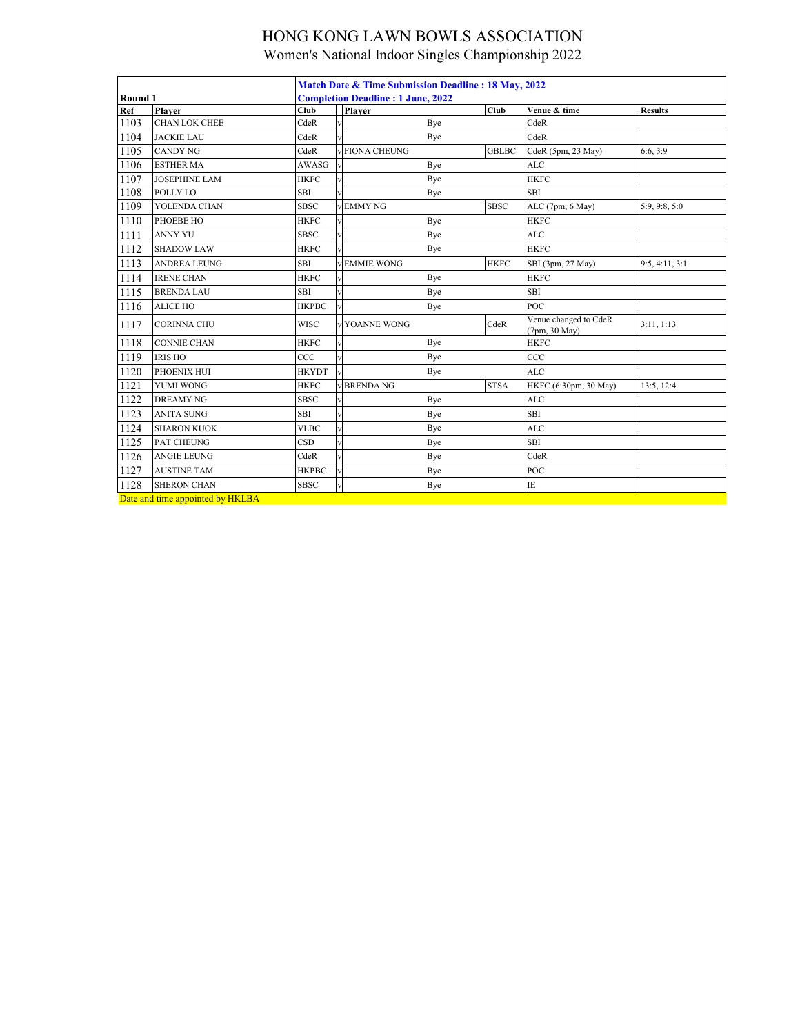# HONG KONG LAWN BOWLS ASSOCIATION

## Women's National Indoor Singles Championship 2022

| Round 1 | | Match Date & Time Submission Deadline : 18 May, 2022<br>Completion Deadline : 1 June, 2022 | | | | | |
|---|---|---|---|---|---|---|---|
| **Ref** | **Player** | **Club** | | **Player** | **Club** | **Venue & time** | **Results** |
| 1103 | CHAN LOK CHEE | CdeR | v | Bye | | CdeR | |
| 1104 | JACKIE LAU | CdeR | v | Bye | | CdeR | |
| 1105 | CANDY NG | CdeR | v | FIONA CHEUNG | GBLBC | CdeR (5pm, 23 May) | 6:6, 3:9 |
| 1106 | ESTHER MA | AWASG | v | Bye | | ALC | |
| 1107 | JOSEPHINE LAM | HKFC | v | Bye | | HKFC | |
| 1108 | POLLY LO | SBI | v | Bye | | SBI | |
| 1109 | YOLENDA CHAN | SBSC | v | EMMY NG | SBSC | ALC (7pm, 6 May) | 5:9, 9:8, 5:0 |
| 1110 | PHOEBE HO | HKFC | v | Bye | | HKFC | |
| 1111 | ANNY YU | SBSC | v | Bye | | ALC | |
| 1112 | SHADOW LAW | HKFC | v | Bye | | HKFC | |
| 1113 | ANDREA LEUNG | SBI | v | EMMIE WONG | HKFC | SBI (3pm, 27 May) | 9:5, 4:11, 3:1 |
| 1114 | IRENE CHAN | HKFC | v | Bye | | HKFC | |
| 1115 | BRENDA LAU | SBI | v | Bye | | SBI | |
| 1116 | ALICE HO | HKPBC | v | Bye | | POC | |
| 1117 | CORINNA CHU | WISC | v | YOANNE WONG | CdeR | Venue changed to CdeR (7pm, 30 May) | 3:11, 1:13 |
| 1118 | CONNIE CHAN | HKFC | v | Bye | | HKFC | |
| 1119 | IRIS HO | CCC | v | Bye | | CCC | |
| 1120 | PHOENIX HUI | HKYDT | v | Bye | | ALC | |
| 1121 | YUMI WONG | HKFC | v | BRENDA NG | STSA | HKFC (6:30pm, 30 May) | 13:5, 12:4 |
| 1122 | DREAMY NG | SBSC | v | Bye | | ALC | |
| 1123 | ANITA SUNG | SBI | v | Bye | | SBI | |
| 1124 | SHARON KUOK | VLBC | v | Bye | | ALC | |
| 1125 | PAT CHEUNG | CSD | v | Bye | | SBI | |
| 1126 | ANGIE LEUNG | CdeR | v | Bye | | CdeR | |
| 1127 | AUSTINE TAM | HKPBC | v | Bye | | POC | |
| 1128 | SHERON CHAN | SBSC | v | Bye | | IE | |

Date and time appointed by HKLBA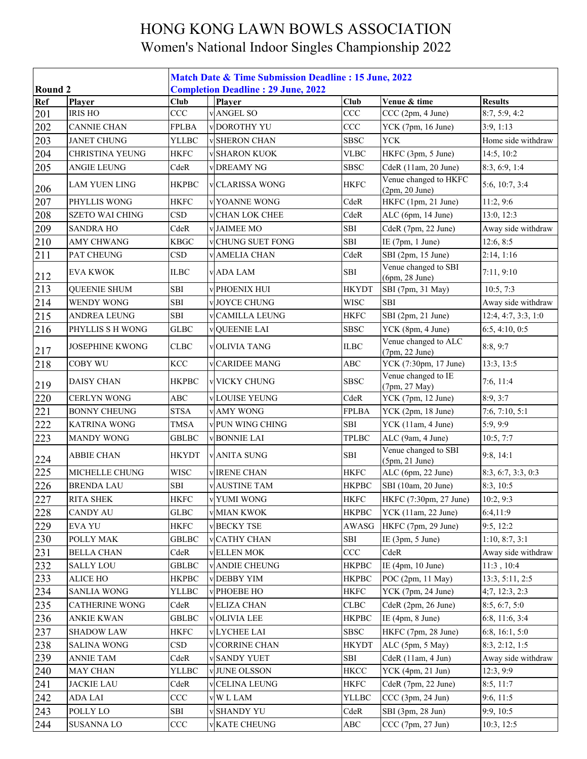# HONG KONG LAWN BOWLS ASSOCIATION

## Women's National Indoor Singles Championship 2022

| Round 2 | | | Match Date & Time Submission Deadline : 15 June, 2022<br>Completion Deadline : 29 June, 2022 | | | | |
|---|---|---|---|---|---|---|---|
| **Ref** | **Player** | **Club** | | **Player** | **Club** | **Venue & time** | **Results** |
| 201 | IRIS HO | CCC | v | ANGEL SO | CCC | CCC (2pm, 4 June) | 8:7, 5:9, 4:2 |
| 202 | CANNIE CHAN | FPLBA | v | DOROTHY YU | CCC | YCK (7pm, 16 June) | 3:9, 1:13 |
| 203 | JANET CHUNG | YLLBC | v | SHERON CHAN | SBSC | YCK | Home side withdraw |
| 204 | CHRISTINA YEUNG | HKFC | v | SHARON KUOK | VLBC | HKFC (3pm, 5 June) | 14:5, 10:2 |
| 205 | ANGIE LEUNG | CdeR | v | DREAMY NG | SBSC | CdeR (11am, 20 June) | 8:3, 6:9, 1:4 |
| 206 | LAM YUEN LING | HKPBC | v | CLARISSA WONG | HKFC | Venue changed to HKFC (2pm, 20 June) | 5:6, 10:7, 3:4 |
| 207 | PHYLLIS WONG | HKFC | v | YOANNE WONG | CdeR | HKFC (1pm, 21 June) | 11:2, 9:6 |
| 208 | SZETO WAI CHING | CSD | v | CHAN LOK CHEE | CdeR | ALC (6pm, 14 June) | 13:0, 12:3 |
| 209 | SANDRA HO | CdeR | v | JAIMEE MO | SBI | CdeR (7pm, 22 June) | Away side withdraw |
| 210 | AMY CHWANG | KBGC | v | CHUNG SUET FONG | SBI | IE (7pm, 1 June) | 12:6, 8:5 |
| 211 | PAT CHEUNG | CSD | v | AMELIA CHAN | CdeR | SBI (2pm, 15 June) | 2:14, 1:16 |
| 212 | EVA KWOK | ILBC | v | ADA LAM | SBI | Venue changed to SBI (6pm, 28 June) | 7:11, 9:10 |
| 213 | QUEENIE SHUM | SBI | v | PHOENIX HUI | HKYDT | SBI (7pm, 31 May) | 10:5, 7:3 |
| 214 | WENDY WONG | SBI | v | JOYCE CHUNG | WISC | SBI | Away side withdraw |
| 215 | ANDREA LEUNG | SBI | v | CAMILLA LEUNG | HKFC | SBI (2pm, 21 June) | 12:4, 4:7, 3:3, 1:0 |
| 216 | PHYLLIS S H WONG | GLBC | v | QUEENIE LAI | SBSC | YCK (8pm, 4 June) | 6:5, 4:10, 0:5 |
| 217 | JOSEPHINE KWONG | CLBC | v | OLIVIA TANG | ILBC | Venue changed to ALC (7pm, 22 June) | 8:8, 9:7 |
| 218 | COBY WU | KCC | v | CARIDEE MANG | ABC | YCK (7:30pm, 17 June) | 13:3, 13:5 |
| 219 | DAISY CHAN | HKPBC | v | VICKY CHUNG | SBSC | Venue changed to IE (7pm, 27 May) | 7:6, 11:4 |
| 220 | CERLYN WONG | ABC | v | LOUISE YEUNG | CdeR | YCK (7pm, 12 June) | 8:9, 3:7 |
| 221 | BONNY CHEUNG | STSA | v | AMY WONG | FPLBA | YCK (2pm, 18 June) | 7:6, 7:10, 5:1 |
| 222 | KATRINA WONG | TMSA | v | PUN WING CHING | SBI | YCK (11am, 4 June) | 5:9, 9:9 |
| 223 | MANDY WONG | GBLBC | v | BONNIE LAI | TPLBC | ALC (9am, 4 June) | 10:5, 7:7 |
| 224 | ABBIE CHAN | HKYDT | v | ANITA SUNG | SBI | Venue changed to SBI (5pm, 21 June) | 9:8, 14:1 |
| 225 | MICHELLE CHUNG | WISC | v | IRENE CHAN | HKFC | ALC (6pm, 22 June) | 8:3, 6:7, 3:3, 0:3 |
| 226 | BRENDA LAU | SBI | v | AUSTINE TAM | HKPBC | SBI (10am, 20 June) | 8:3, 10:5 |
| 227 | RITA SHEK | HKFC | v | YUMI WONG | HKFC | HKFC (7:30pm, 27 June) | 10:2, 9:3 |
| 228 | CANDY AU | GLBC | v | MIAN KWOK | HKPBC | YCK (11am, 22 June) | 6:4,11:9 |
| 229 | EVA YU | HKFC | v | BECKY TSE | AWASG | HKFC (7pm, 29 June) | 9:5, 12:2 |
| 230 | POLLY MAK | GBLBC | v | CATHY CHAN | SBI | IE (3pm, 5 June) | 1:10, 8:7, 3:1 |
| 231 | BELLA CHAN | CdeR | v | ELLEN MOK | CCC | CdeR | Away side withdraw |
| 232 | SALLY LOU | GBLBC | v | ANDIE CHEUNG | HKPBC | IE (4pm, 10 June) | 11:3 , 10:4 |
| 233 | ALICE HO | HKPBC | v | DEBBY YIM | HKPBC | POC (2pm, 11 May) | 13:3, 5:11, 2:5 |
| 234 | SANLIA WONG | YLLBC | v | PHOEBE HO | HKFC | YCK (7pm, 24 June) | 4;7, 12:3, 2:3 |
| 235 | CATHERINE WONG | CdeR | v | ELIZA CHAN | CLBC | CdeR (2pm, 26 June) | 8:5, 6:7, 5:0 |
| 236 | ANKIE KWAN | GBLBC | v | OLIVIA LEE | HKPBC | IE (4pm, 8 June) | 6:8, 11:6, 3:4 |
| 237 | SHADOW LAW | HKFC | v | LYCHEE LAI | SBSC | HKFC (7pm, 28 June) | 6:8, 16:1, 5:0 |
| 238 | SALINA WONG | CSD | v | CORRINE CHAN | HKYDT | ALC (5pm, 5 May) | 8:3, 2:12, 1:5 |
| 239 | ANNIE TAM | CdeR | v | SANDY YUET | SBI | CdeR (11am, 4 Jun) | Away side withdraw |
| 240 | MAY CHAN | YLLBC | v | JUNE OLSSON | HKCC | YCK (4pm, 21 Jun) | 12:3, 9:9 |
| 241 | JACKIE LAU | CdeR | v | CELINA LEUNG | HKFC | CdeR (7pm, 22 June) | 8:5, 11:7 |
| 242 | ADA LAI | CCC | v | W L LAM | YLLBC | CCC (3pm, 24 Jun) | 9:6, 11:5 |
| 243 | POLLY LO | SBI | v | SHANDY YU | CdeR | SBI (3pm, 28 Jun) | 9:9, 10:5 |
| 244 | SUSANNA LO | CCC | v | KATE CHEUNG | ABC | CCC (7pm, 27 Jun) | 10:3, 12:5 |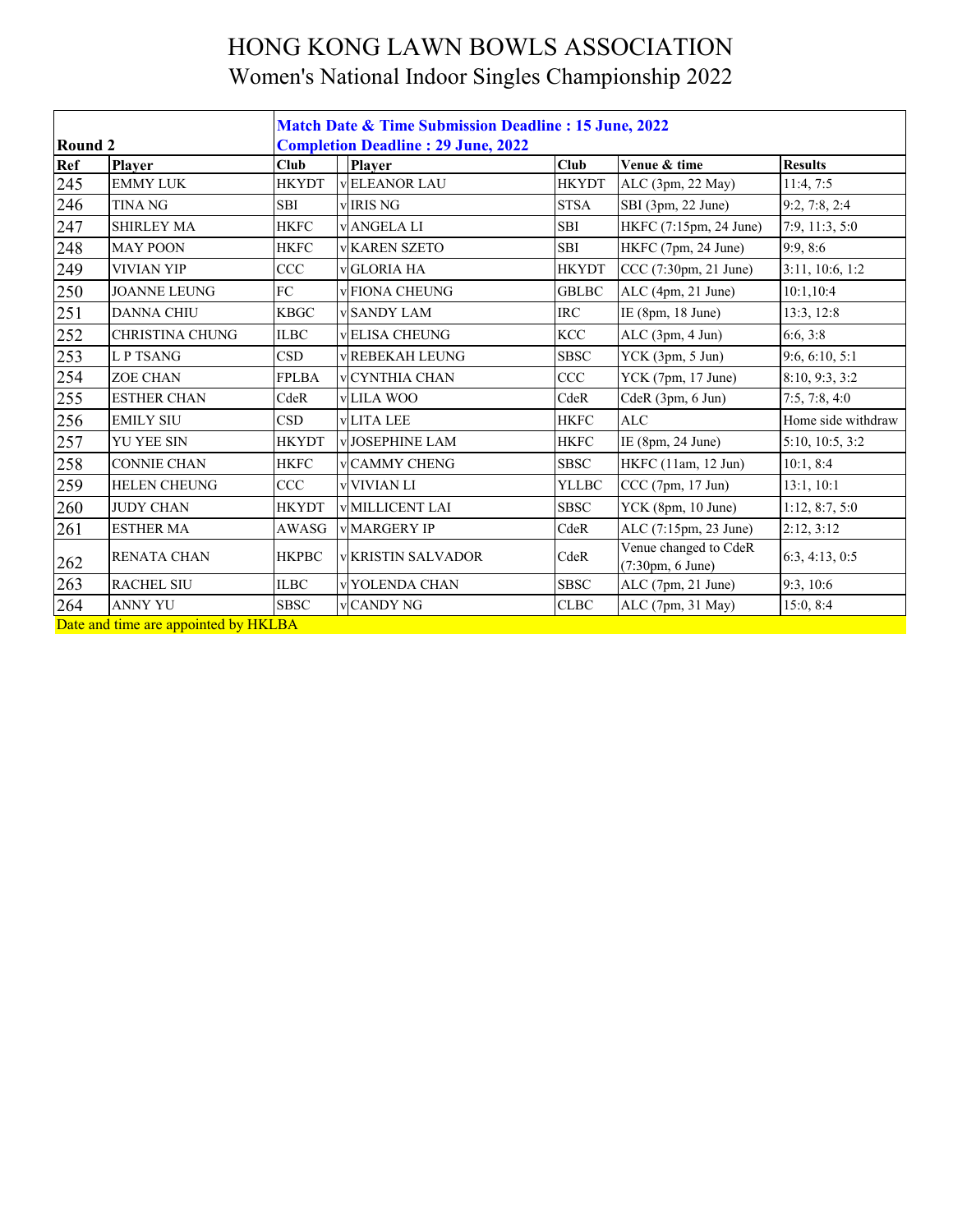# HONG KONG LAWN BOWLS ASSOCIATION

## Women's National Indoor Singles Championship 2022

| Round 2 | | Match Date & Time Submission Deadline : 15 June, 2022<br>Completion Deadline : 29 June, 2022 | | | | | |
|---|---|---|---|---|---|---|---|
| **Ref** | **Player** | **Club** | | **Player** | **Club** | **Venue & time** | **Results** |
| 245 | EMMY LUK | HKYDT | v | ELEANOR LAU | HKYDT | ALC (3pm, 22 May) | 11:4, 7:5 |
| 246 | TINA NG | SBI | v | IRIS NG | STSA | SBI (3pm, 22 June) | 9:2, 7:8, 2:4 |
| 247 | SHIRLEY MA | HKFC | v | ANGELA LI | SBI | HKFC (7:15pm, 24 June) | 7:9, 11:3, 5:0 |
| 248 | MAY POON | HKFC | v | KAREN SZETO | SBI | HKFC (7pm, 24 June) | 9:9, 8:6 |
| 249 | VIVIAN YIP | CCC | v | GLORIA HA | HKYDT | CCC (7:30pm, 21 June) | 3:11, 10:6, 1:2 |
| 250 | JOANNE LEUNG | FC | v | FIONA CHEUNG | GBLBC | ALC (4pm, 21 June) | 10:1,10:4 |
| 251 | DANNA CHIU | KBGC | v | SANDY LAM | IRC | IE (8pm, 18 June) | 13:3, 12:8 |
| 252 | CHRISTINA CHUNG | ILBC | v | ELISA CHEUNG | KCC | ALC (3pm, 4 Jun) | 6:6, 3:8 |
| 253 | L P TSANG | CSD | v | REBEKAH LEUNG | SBSC | YCK (3pm, 5 Jun) | 9:6, 6:10, 5:1 |
| 254 | ZOE CHAN | FPLBA | v | CYNTHIA CHAN | CCC | YCK (7pm, 17 June) | 8:10, 9:3, 3:2 |
| 255 | ESTHER CHAN | CdeR | v | LILA WOO | CdeR | CdeR (3pm, 6 Jun) | 7:5, 7:8, 4:0 |
| 256 | EMILY SIU | CSD | v | LITA LEE | HKFC | ALC | Home side withdraw |
| 257 | YU YEE SIN | HKYDT | v | JOSEPHINE LAM | HKFC | IE (8pm, 24 June) | 5:10, 10:5, 3:2 |
| 258 | CONNIE CHAN | HKFC | v | CAMMY CHENG | SBSC | HKFC (11am, 12 Jun) | 10:1, 8:4 |
| 259 | HELEN CHEUNG | CCC | v | VIVIAN LI | YLLBC | CCC (7pm, 17 Jun) | 13:1, 10:1 |
| 260 | JUDY CHAN | HKYDT | v | MILLICENT LAI | SBSC | YCK (8pm, 10 June) | 1:12, 8:7, 5:0 |
| 261 | ESTHER MA | AWASG | v | MARGERY IP | CdeR | ALC (7:15pm, 23 June) | 2:12, 3:12 |
| 262 | RENATA CHAN | HKPBC | v | KRISTIN SALVADOR | CdeR | Venue changed to CdeR (7:30pm, 6 June) | 6:3, 4:13, 0:5 |
| 263 | RACHEL SIU | ILBC | v | YOLENDA CHAN | SBSC | ALC (7pm, 21 June) | 9:3, 10:6 |
| 264 | ANNY YU | SBSC | v | CANDY NG | CLBC | ALC (7pm, 31 May) | 15:0, 8:4 |

Date and time are appointed by HKLBA